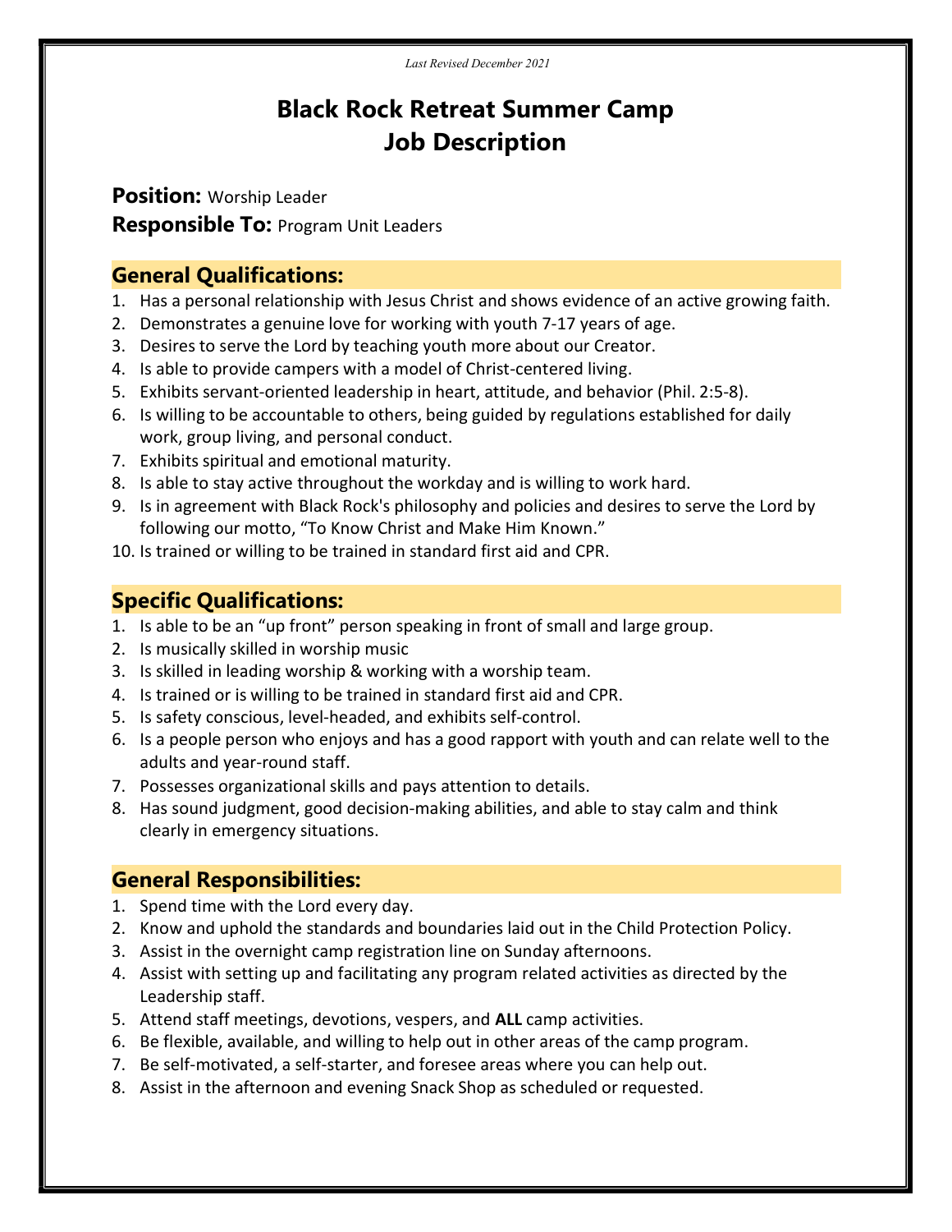*Last Revised December 2021*

# Black Rock Retreat Summer Camp
# Job Description

**Position:** Worship Leader

**Responsible To:** Program Unit Leaders

## General Qualifications:

1. Has a personal relationship with Jesus Christ and shows evidence of an active growing faith.
2. Demonstrates a genuine love for working with youth 7-17 years of age.
3. Desires to serve the Lord by teaching youth more about our Creator.
4. Is able to provide campers with a model of Christ-centered living.
5. Exhibits servant-oriented leadership in heart, attitude, and behavior (Phil. 2:5-8).
6. Is willing to be accountable to others, being guided by regulations established for daily work, group living, and personal conduct.
7. Exhibits spiritual and emotional maturity.
8. Is able to stay active throughout the workday and is willing to work hard.
9. Is in agreement with Black Rock's philosophy and policies and desires to serve the Lord by following our motto, "To Know Christ and Make Him Known."
10. Is trained or willing to be trained in standard first aid and CPR.

## Specific Qualifications:

1. Is able to be an "up front" person speaking in front of small and large group.
2. Is musically skilled in worship music
3. Is skilled in leading worship & working with a worship team.
4. Is trained or is willing to be trained in standard first aid and CPR.
5. Is safety conscious, level-headed, and exhibits self-control.
6. Is a people person who enjoys and has a good rapport with youth and can relate well to the adults and year-round staff.
7. Possesses organizational skills and pays attention to details.
8. Has sound judgment, good decision-making abilities, and able to stay calm and think clearly in emergency situations.

## General Responsibilities:

1. Spend time with the Lord every day.
2. Know and uphold the standards and boundaries laid out in the Child Protection Policy.
3. Assist in the overnight camp registration line on Sunday afternoons.
4. Assist with setting up and facilitating any program related activities as directed by the Leadership staff.
5. Attend staff meetings, devotions, vespers, and **ALL** camp activities.
6. Be flexible, available, and willing to help out in other areas of the camp program.
7. Be self-motivated, a self-starter, and foresee areas where you can help out.
8. Assist in the afternoon and evening Snack Shop as scheduled or requested.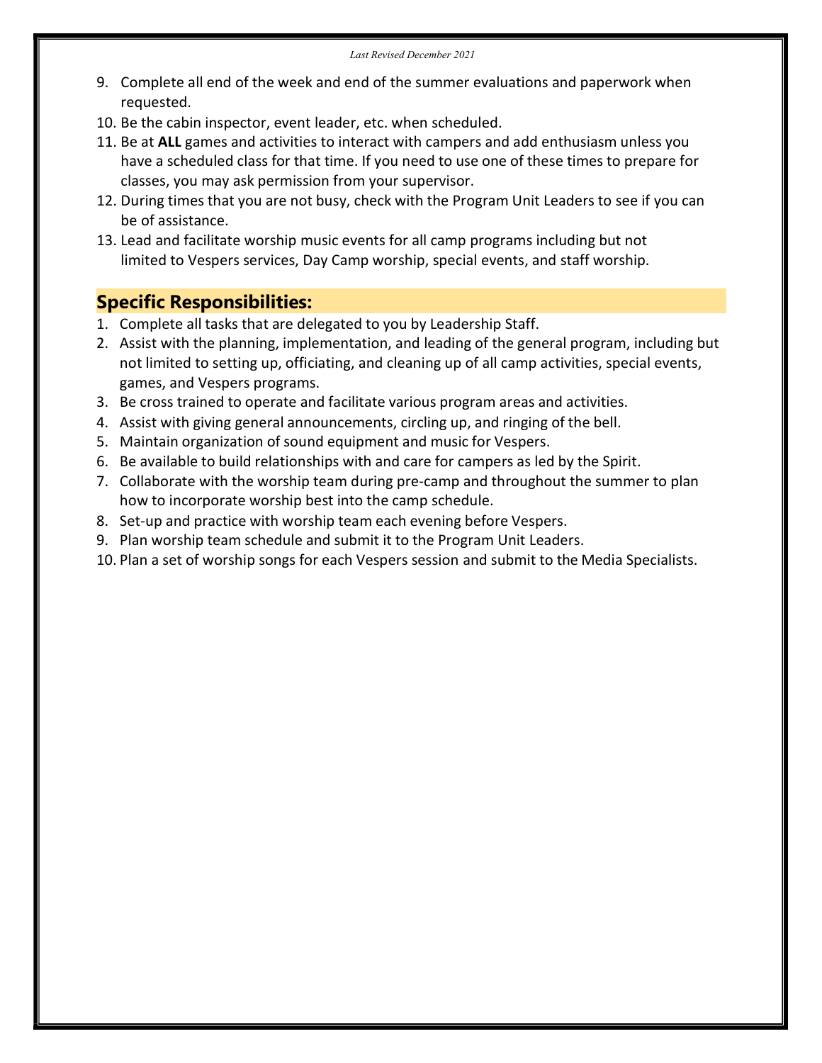9. Complete all end of the week and end of the summer evaluations and paperwork when requested.
10. Be the cabin inspector, event leader, etc. when scheduled.
11. Be at **ALL** games and activities to interact with campers and add enthusiasm unless you have a scheduled class for that time. If you need to use one of these times to prepare for classes, you may ask permission from your supervisor.
12. During times that you are not busy, check with the Program Unit Leaders to see if you can be of assistance.
13. Lead and facilitate worship music events for all camp programs including but not limited to Vespers services, Day Camp worship, special events, and staff worship.

## Specific Responsibilities:

1. Complete all tasks that are delegated to you by Leadership Staff.
2. Assist with the planning, implementation, and leading of the general program, including but not limited to setting up, officiating, and cleaning up of all camp activities, special events, games, and Vespers programs.
3. Be cross trained to operate and facilitate various program areas and activities.
4. Assist with giving general announcements, circling up, and ringing of the bell.
5. Maintain organization of sound equipment and music for Vespers.
6. Be available to build relationships with and care for campers as led by the Spirit.
7. Collaborate with the worship team during pre-camp and throughout the summer to plan how to incorporate worship best into the camp schedule.
8. Set-up and practice with worship team each evening before Vespers.
9. Plan worship team schedule and submit it to the Program Unit Leaders.
10. Plan a set of worship songs for each Vespers session and submit to the Media Specialists.